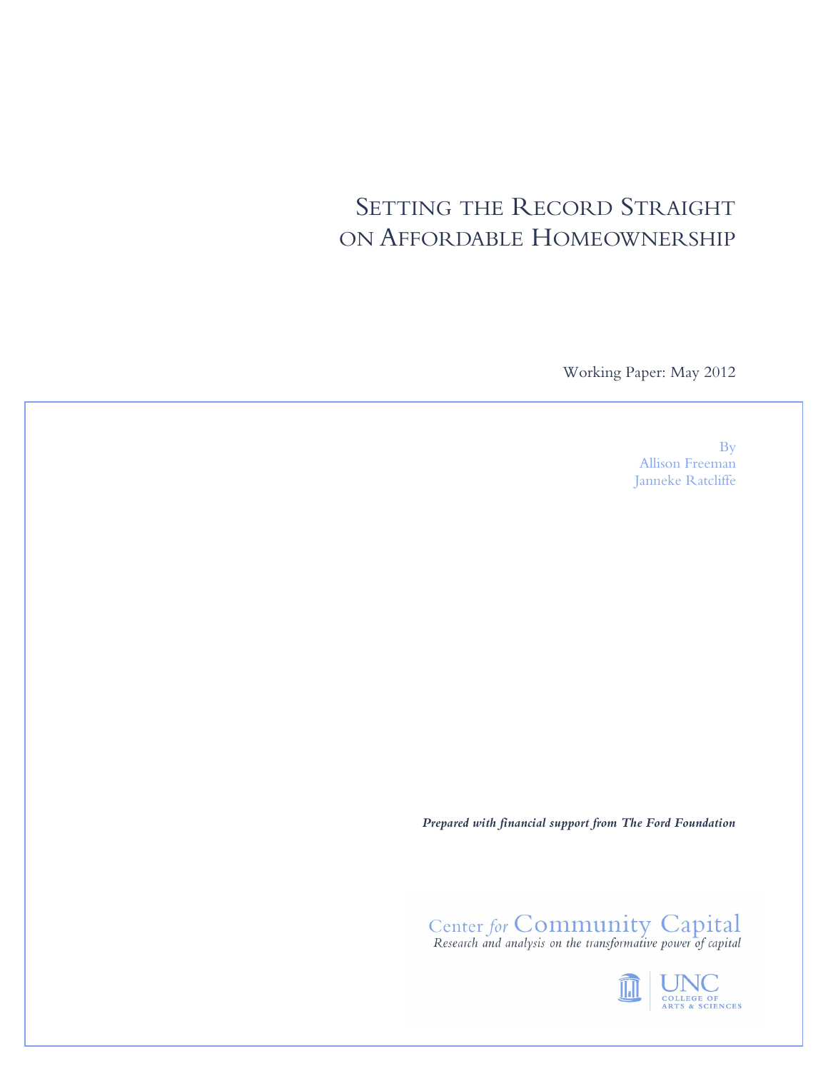# Setting the Record Straight on Affordable Homeownership

Working Paper: May 2012

By
Allison Freeman
Janneke Ratcliffe

***Prepared with financial support from The Ford Foundation***

Center *for* Community Capital
*Research and analysis on the transformative power of capital*

UNC
COLLEGE OF ARTS & SCIENCES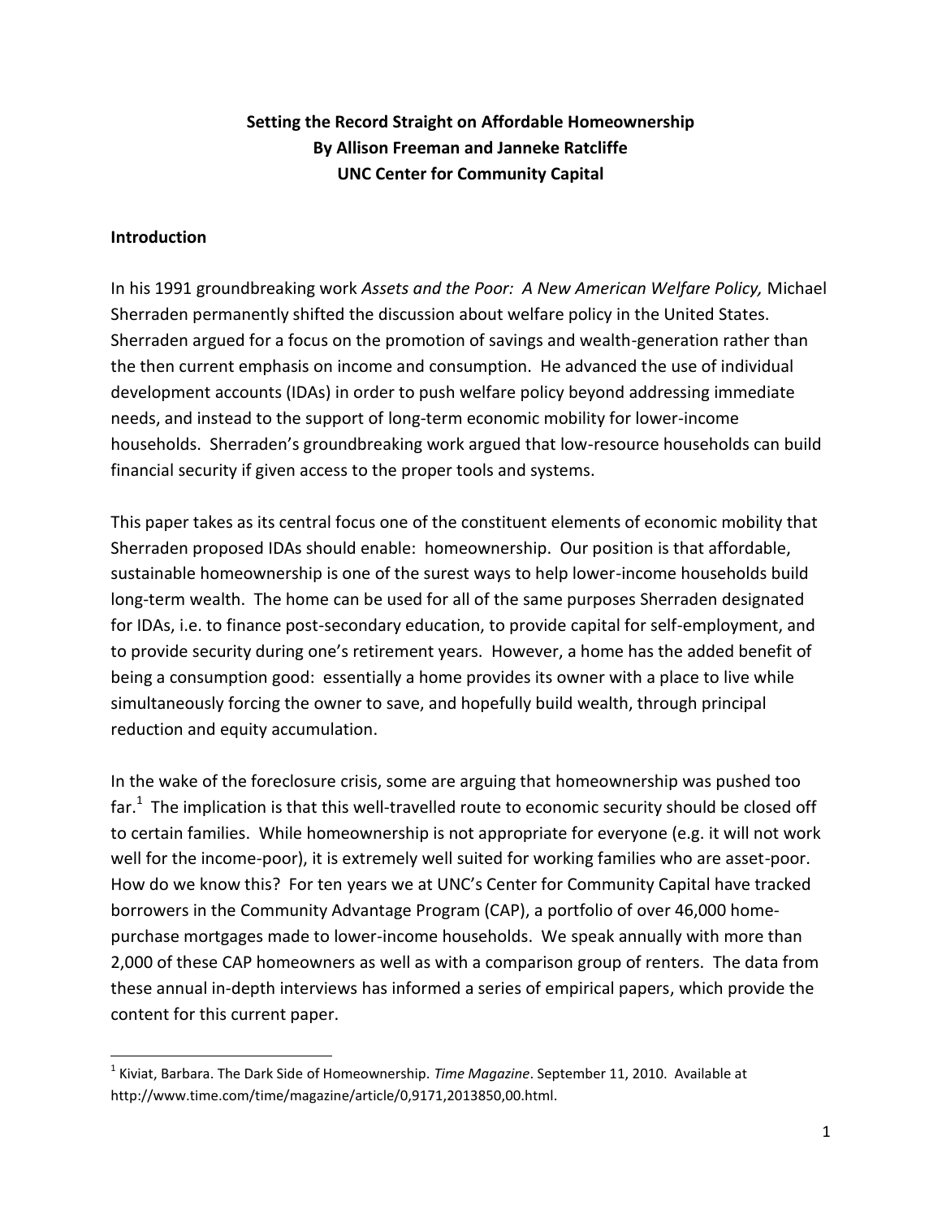**Setting the Record Straight on Affordable Homeownership**
**By Allison Freeman and Janneke Ratcliffe**
**UNC Center for Community Capital**

## Introduction

In his 1991 groundbreaking work *Assets and the Poor: A New American Welfare Policy,* Michael Sherraden permanently shifted the discussion about welfare policy in the United States. Sherraden argued for a focus on the promotion of savings and wealth-generation rather than the then current emphasis on income and consumption. He advanced the use of individual development accounts (IDAs) in order to push welfare policy beyond addressing immediate needs, and instead to the support of long-term economic mobility for lower-income households. Sherraden's groundbreaking work argued that low-resource households can build financial security if given access to the proper tools and systems.

This paper takes as its central focus one of the constituent elements of economic mobility that Sherraden proposed IDAs should enable: homeownership. Our position is that affordable, sustainable homeownership is one of the surest ways to help lower-income households build long-term wealth. The home can be used for all of the same purposes Sherraden designated for IDAs, i.e. to finance post-secondary education, to provide capital for self-employment, and to provide security during one's retirement years. However, a home has the added benefit of being a consumption good: essentially a home provides its owner with a place to live while simultaneously forcing the owner to save, and hopefully build wealth, through principal reduction and equity accumulation.

In the wake of the foreclosure crisis, some are arguing that homeownership was pushed too far.[1] The implication is that this well-travelled route to economic security should be closed off to certain families. While homeownership is not appropriate for everyone (e.g. it will not work well for the income-poor), it is extremely well suited for working families who are asset-poor. How do we know this? For ten years we at UNC's Center for Community Capital have tracked borrowers in the Community Advantage Program (CAP), a portfolio of over 46,000 home-purchase mortgages made to lower-income households. We speak annually with more than 2,000 of these CAP homeowners as well as with a comparison group of renters. The data from these annual in-depth interviews has informed a series of empirical papers, which provide the content for this current paper.

[1] Kiviat, Barbara. The Dark Side of Homeownership. *Time Magazine*. September 11, 2010. Available at http://www.time.com/time/magazine/article/0,9171,2013850,00.html.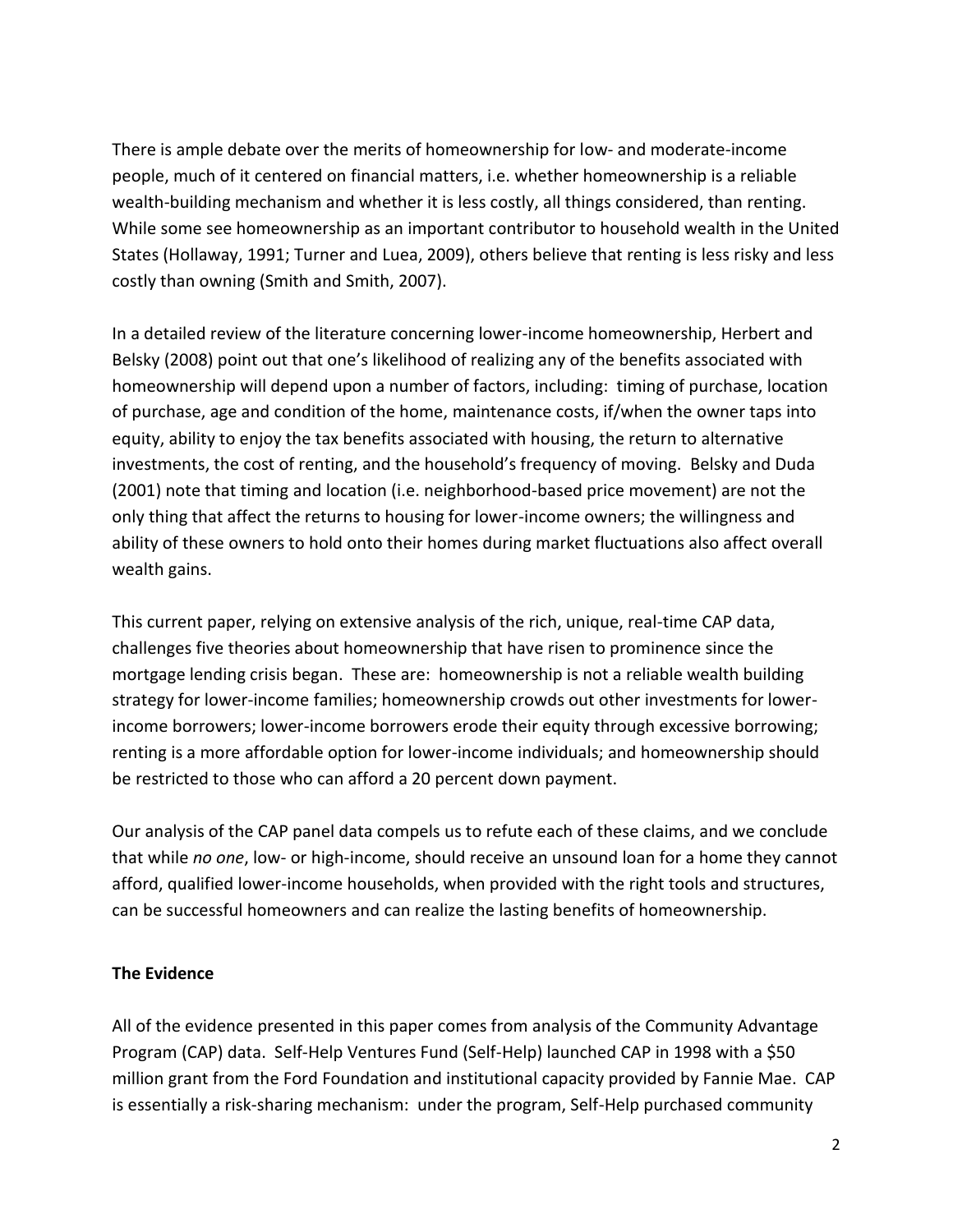There is ample debate over the merits of homeownership for low- and moderate-income people, much of it centered on financial matters, i.e. whether homeownership is a reliable wealth-building mechanism and whether it is less costly, all things considered, than renting. While some see homeownership as an important contributor to household wealth in the United States (Hollaway, 1991; Turner and Luea, 2009), others believe that renting is less risky and less costly than owning (Smith and Smith, 2007).

In a detailed review of the literature concerning lower-income homeownership, Herbert and Belsky (2008) point out that one's likelihood of realizing any of the benefits associated with homeownership will depend upon a number of factors, including: timing of purchase, location of purchase, age and condition of the home, maintenance costs, if/when the owner taps into equity, ability to enjoy the tax benefits associated with housing, the return to alternative investments, the cost of renting, and the household's frequency of moving. Belsky and Duda (2001) note that timing and location (i.e. neighborhood-based price movement) are not the only thing that affect the returns to housing for lower-income owners; the willingness and ability of these owners to hold onto their homes during market fluctuations also affect overall wealth gains.

This current paper, relying on extensive analysis of the rich, unique, real-time CAP data, challenges five theories about homeownership that have risen to prominence since the mortgage lending crisis began. These are: homeownership is not a reliable wealth building strategy for lower-income families; homeownership crowds out other investments for lower-income borrowers; lower-income borrowers erode their equity through excessive borrowing; renting is a more affordable option for lower-income individuals; and homeownership should be restricted to those who can afford a 20 percent down payment.

Our analysis of the CAP panel data compels us to refute each of these claims, and we conclude that while *no one*, low- or high-income, should receive an unsound loan for a home they cannot afford, qualified lower-income households, when provided with the right tools and structures, can be successful homeowners and can realize the lasting benefits of homeownership.

**The Evidence**

All of the evidence presented in this paper comes from analysis of the Community Advantage Program (CAP) data. Self-Help Ventures Fund (Self-Help) launched CAP in 1998 with a $50 million grant from the Ford Foundation and institutional capacity provided by Fannie Mae. CAP is essentially a risk-sharing mechanism: under the program, Self-Help purchased community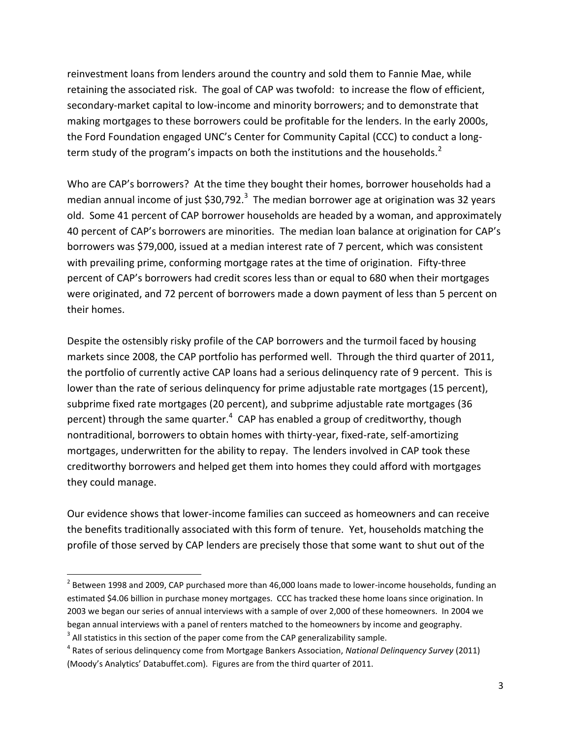reinvestment loans from lenders around the country and sold them to Fannie Mae, while retaining the associated risk. The goal of CAP was twofold: to increase the flow of efficient, secondary-market capital to low-income and minority borrowers; and to demonstrate that making mortgages to these borrowers could be profitable for the lenders. In the early 2000s, the Ford Foundation engaged UNC's Center for Community Capital (CCC) to conduct a long-term study of the program's impacts on both the institutions and the households.[2]

Who are CAP's borrowers? At the time they bought their homes, borrower households had a median annual income of just $30,792.[3] The median borrower age at origination was 32 years old. Some 41 percent of CAP borrower households are headed by a woman, and approximately 40 percent of CAP's borrowers are minorities. The median loan balance at origination for CAP's borrowers was $79,000, issued at a median interest rate of 7 percent, which was consistent with prevailing prime, conforming mortgage rates at the time of origination. Fifty-three percent of CAP's borrowers had credit scores less than or equal to 680 when their mortgages were originated, and 72 percent of borrowers made a down payment of less than 5 percent on their homes.

Despite the ostensibly risky profile of the CAP borrowers and the turmoil faced by housing markets since 2008, the CAP portfolio has performed well. Through the third quarter of 2011, the portfolio of currently active CAP loans had a serious delinquency rate of 9 percent. This is lower than the rate of serious delinquency for prime adjustable rate mortgages (15 percent), subprime fixed rate mortgages (20 percent), and subprime adjustable rate mortgages (36 percent) through the same quarter.[4] CAP has enabled a group of creditworthy, though nontraditional, borrowers to obtain homes with thirty-year, fixed-rate, self-amortizing mortgages, underwritten for the ability to repay. The lenders involved in CAP took these creditworthy borrowers and helped get them into homes they could afford with mortgages they could manage.

Our evidence shows that lower-income families can succeed as homeowners and can receive the benefits traditionally associated with this form of tenure. Yet, households matching the profile of those served by CAP lenders are precisely those that some want to shut out of the

---

[2] Between 1998 and 2009, CAP purchased more than 46,000 loans made to lower-income households, funding an estimated $4.06 billion in purchase money mortgages. CCC has tracked these home loans since origination. In 2003 we began our series of annual interviews with a sample of over 2,000 of these homeowners. In 2004 we began annual interviews with a panel of renters matched to the homeowners by income and geography.

[3] All statistics in this section of the paper come from the CAP generalizability sample.

[4] Rates of serious delinquency come from Mortgage Bankers Association, *National Delinquency Survey* (2011) (Moody's Analytics' Databuffet.com). Figures are from the third quarter of 2011.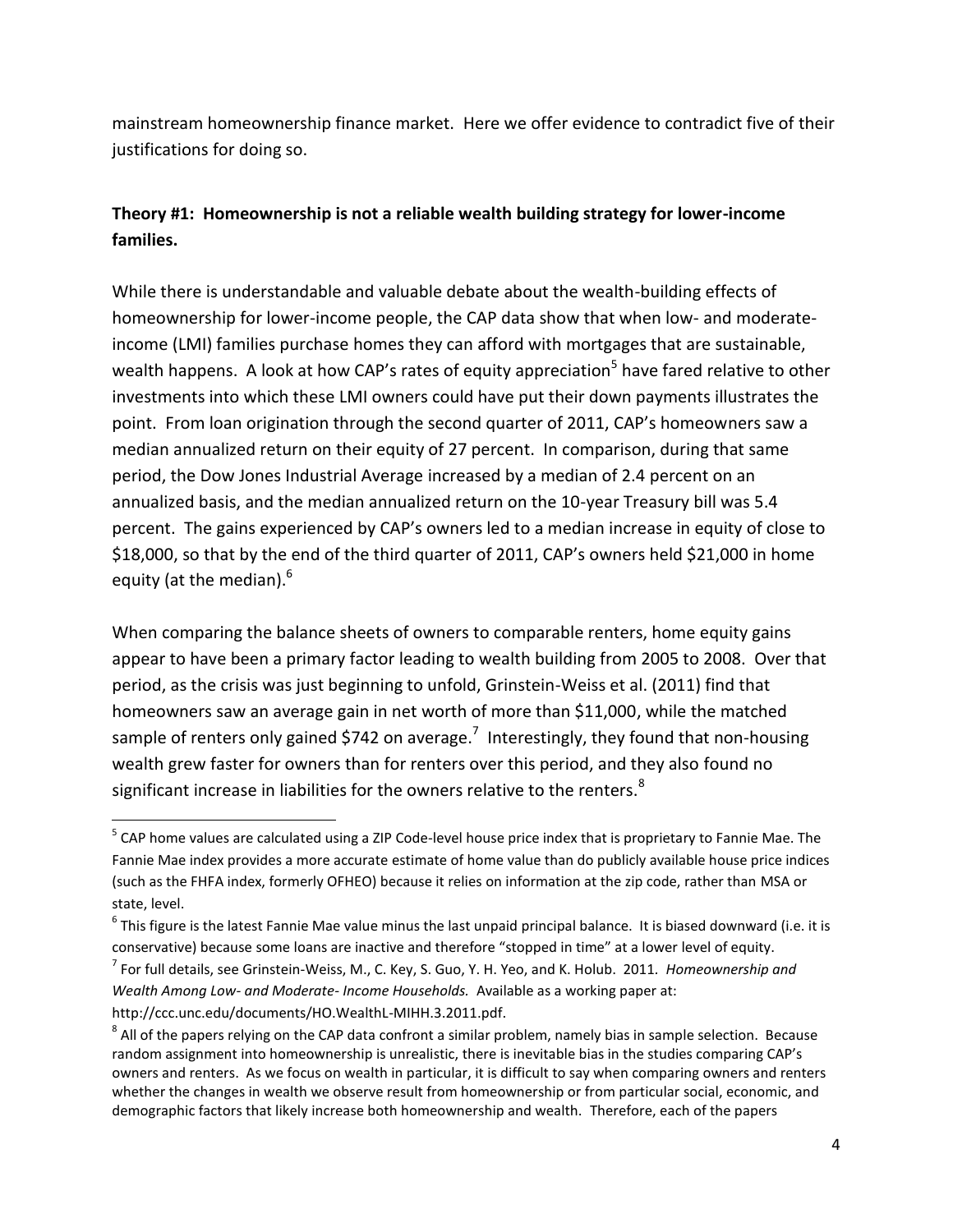mainstream homeownership finance market. Here we offer evidence to contradict five of their justifications for doing so.

**Theory #1: Homeownership is not a reliable wealth building strategy for lower-income families.**

While there is understandable and valuable debate about the wealth-building effects of homeownership for lower-income people, the CAP data show that when low- and moderate-income (LMI) families purchase homes they can afford with mortgages that are sustainable, wealth happens. A look at how CAP's rates of equity appreciation[5] have fared relative to other investments into which these LMI owners could have put their down payments illustrates the point. From loan origination through the second quarter of 2011, CAP's homeowners saw a median annualized return on their equity of 27 percent. In comparison, during that same period, the Dow Jones Industrial Average increased by a median of 2.4 percent on an annualized basis, and the median annualized return on the 10-year Treasury bill was 5.4 percent. The gains experienced by CAP's owners led to a median increase in equity of close to \$18,000, so that by the end of the third quarter of 2011, CAP's owners held \$21,000 in home equity (at the median).[6]

When comparing the balance sheets of owners to comparable renters, home equity gains appear to have been a primary factor leading to wealth building from 2005 to 2008. Over that period, as the crisis was just beginning to unfold, Grinstein-Weiss et al. (2011) find that homeowners saw an average gain in net worth of more than \$11,000, while the matched sample of renters only gained \$742 on average.[7] Interestingly, they found that non-housing wealth grew faster for owners than for renters over this period, and they also found no significant increase in liabilities for the owners relative to the renters.[8]

---

[5] CAP home values are calculated using a ZIP Code-level house price index that is proprietary to Fannie Mae. The Fannie Mae index provides a more accurate estimate of home value than do publicly available house price indices (such as the FHFA index, formerly OFHEO) because it relies on information at the zip code, rather than MSA or state, level.

[6] This figure is the latest Fannie Mae value minus the last unpaid principal balance. It is biased downward (i.e. it is conservative) because some loans are inactive and therefore "stopped in time" at a lower level of equity.

[7] For full details, see Grinstein-Weiss, M., C. Key, S. Guo, Y. H. Yeo, and K. Holub. 2011. *Homeownership and Wealth Among Low- and Moderate- Income Households.* Available as a working paper at: http://ccc.unc.edu/documents/HO.WealthL-MIHH.3.2011.pdf.

[8] All of the papers relying on the CAP data confront a similar problem, namely bias in sample selection. Because random assignment into homeownership is unrealistic, there is inevitable bias in the studies comparing CAP's owners and renters. As we focus on wealth in particular, it is difficult to say when comparing owners and renters whether the changes in wealth we observe result from homeownership or from particular social, economic, and demographic factors that likely increase both homeownership and wealth. Therefore, each of the papers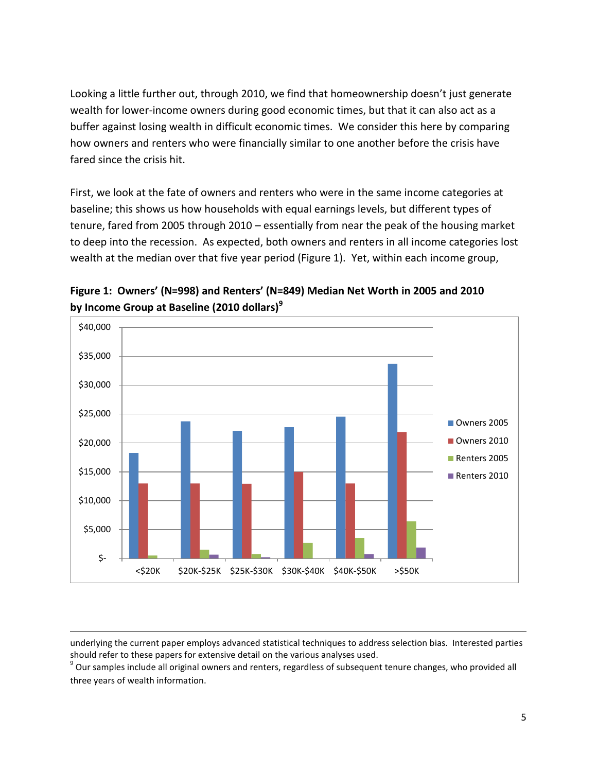Looking a little further out, through 2010, we find that homeownership doesn't just generate wealth for lower-income owners during good economic times, but that it can also act as a buffer against losing wealth in difficult economic times. We consider this here by comparing how owners and renters who were financially similar to one another before the crisis have fared since the crisis hit.

First, we look at the fate of owners and renters who were in the same income categories at baseline; this shows us how households with equal earnings levels, but different types of tenure, fared from 2005 through 2010 – essentially from near the peak of the housing market to deep into the recession. As expected, both owners and renters in all income categories lost wealth at the median over that five year period (Figure 1). Yet, within each income group,

**Figure 1: Owners' (N=998) and Renters' (N=849) Median Net Worth in 2005 and 2010 by Income Group at Baseline (2010 dollars)[9]**

---

underlying the current paper employs advanced statistical techniques to address selection bias. Interested parties should refer to these papers for extensive detail on the various analyses used.

[9] Our samples include all original owners and renters, regardless of subsequent tenure changes, who provided all three years of wealth information.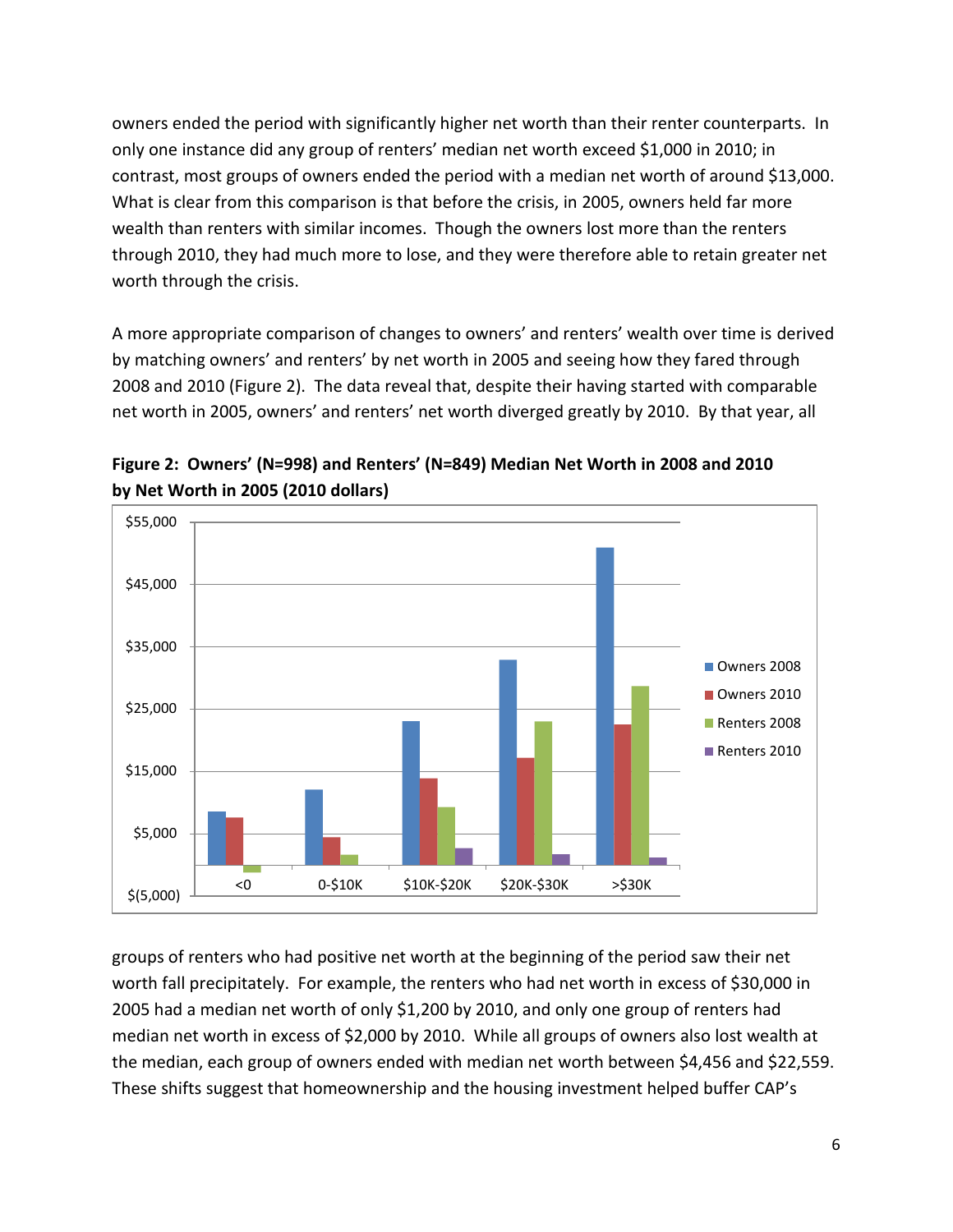owners ended the period with significantly higher net worth than their renter counterparts. In only one instance did any group of renters' median net worth exceed $1,000 in 2010; in contrast, most groups of owners ended the period with a median net worth of around $13,000. What is clear from this comparison is that before the crisis, in 2005, owners held far more wealth than renters with similar incomes. Though the owners lost more than the renters through 2010, they had much more to lose, and they were therefore able to retain greater net worth through the crisis.

A more appropriate comparison of changes to owners' and renters' wealth over time is derived by matching owners' and renters' by net worth in 2005 and seeing how they fared through 2008 and 2010 (Figure 2). The data reveal that, despite their having started with comparable net worth in 2005, owners' and renters' net worth diverged greatly by 2010. By that year, all

**Figure 2: Owners' (N=998) and Renters' (N=849) Median Net Worth in 2008 and 2010 by Net Worth in 2005 (2010 dollars)**

groups of renters who had positive net worth at the beginning of the period saw their net worth fall precipitately. For example, the renters who had net worth in excess of $30,000 in 2005 had a median net worth of only $1,200 by 2010, and only one group of renters had median net worth in excess of $2,000 by 2010. While all groups of owners also lost wealth at the median, each group of owners ended with median net worth between $4,456 and $22,559. These shifts suggest that homeownership and the housing investment helped buffer CAP's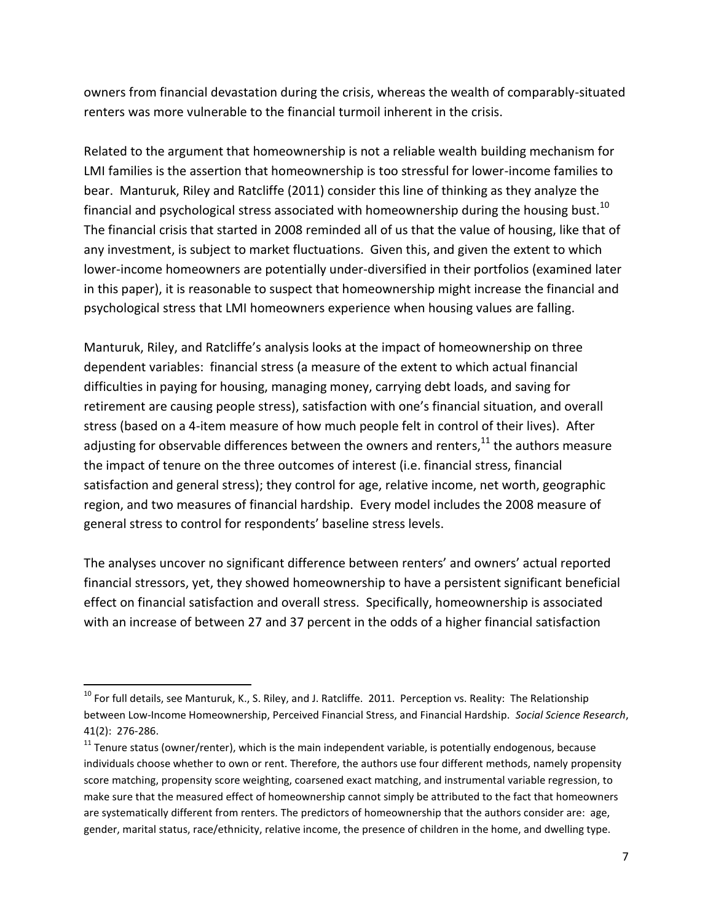owners from financial devastation during the crisis, whereas the wealth of comparably-situated renters was more vulnerable to the financial turmoil inherent in the crisis.

Related to the argument that homeownership is not a reliable wealth building mechanism for LMI families is the assertion that homeownership is too stressful for lower-income families to bear. Manturuk, Riley and Ratcliffe (2011) consider this line of thinking as they analyze the financial and psychological stress associated with homeownership during the housing bust.[10] The financial crisis that started in 2008 reminded all of us that the value of housing, like that of any investment, is subject to market fluctuations. Given this, and given the extent to which lower-income homeowners are potentially under-diversified in their portfolios (examined later in this paper), it is reasonable to suspect that homeownership might increase the financial and psychological stress that LMI homeowners experience when housing values are falling.

Manturuk, Riley, and Ratcliffe's analysis looks at the impact of homeownership on three dependent variables: financial stress (a measure of the extent to which actual financial difficulties in paying for housing, managing money, carrying debt loads, and saving for retirement are causing people stress), satisfaction with one's financial situation, and overall stress (based on a 4-item measure of how much people felt in control of their lives). After adjusting for observable differences between the owners and renters,[11] the authors measure the impact of tenure on the three outcomes of interest (i.e. financial stress, financial satisfaction and general stress); they control for age, relative income, net worth, geographic region, and two measures of financial hardship. Every model includes the 2008 measure of general stress to control for respondents' baseline stress levels.

The analyses uncover no significant difference between renters' and owners' actual reported financial stressors, yet, they showed homeownership to have a persistent significant beneficial effect on financial satisfaction and overall stress. Specifically, homeownership is associated with an increase of between 27 and 37 percent in the odds of a higher financial satisfaction

---

[10] For full details, see Manturuk, K., S. Riley, and J. Ratcliffe. 2011. Perception vs. Reality: The Relationship between Low-Income Homeownership, Perceived Financial Stress, and Financial Hardship. *Social Science Research*, 41(2): 276-286.

[11] Tenure status (owner/renter), which is the main independent variable, is potentially endogenous, because individuals choose whether to own or rent. Therefore, the authors use four different methods, namely propensity score matching, propensity score weighting, coarsened exact matching, and instrumental variable regression, to make sure that the measured effect of homeownership cannot simply be attributed to the fact that homeowners are systematically different from renters. The predictors of homeownership that the authors consider are: age, gender, marital status, race/ethnicity, relative income, the presence of children in the home, and dwelling type.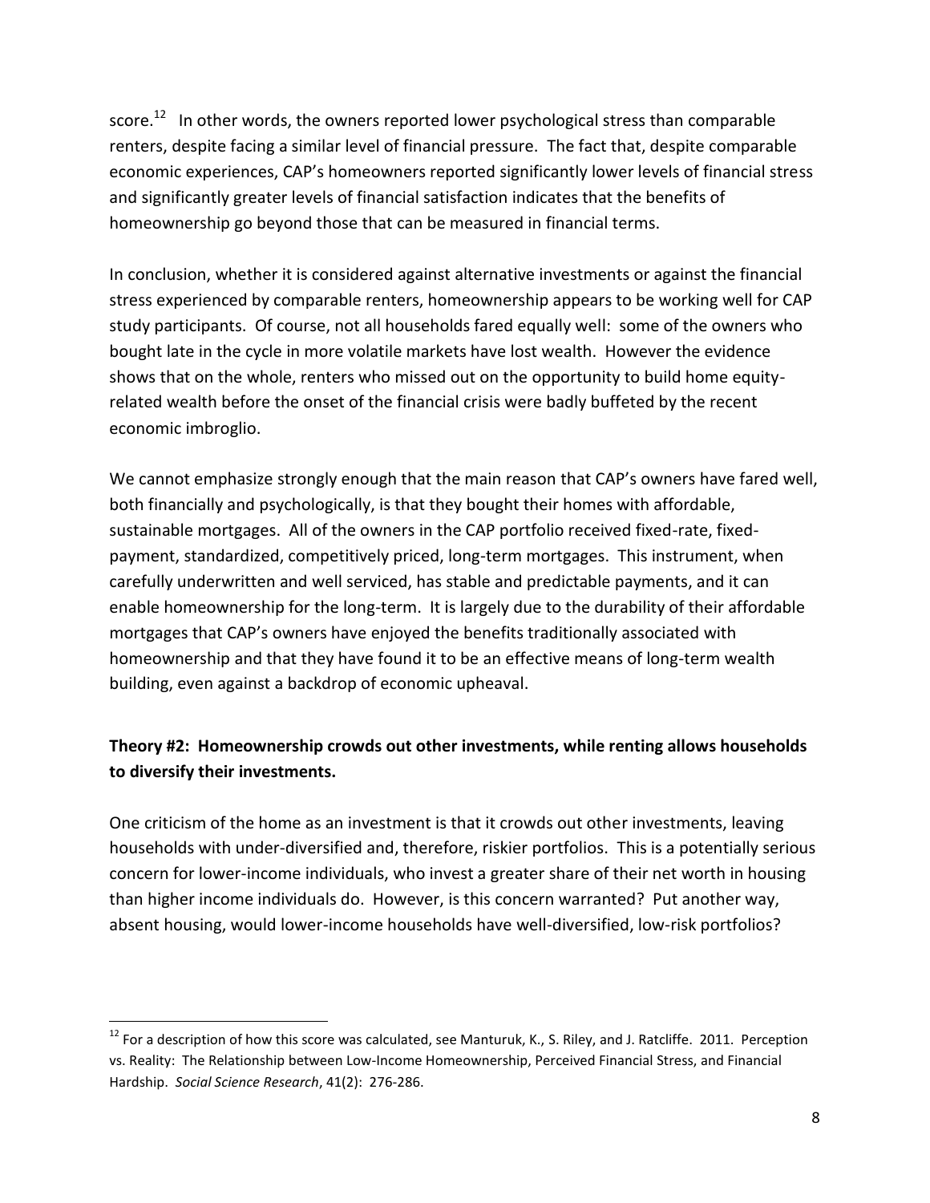score.[12] In other words, the owners reported lower psychological stress than comparable renters, despite facing a similar level of financial pressure. The fact that, despite comparable economic experiences, CAP's homeowners reported significantly lower levels of financial stress and significantly greater levels of financial satisfaction indicates that the benefits of homeownership go beyond those that can be measured in financial terms.

In conclusion, whether it is considered against alternative investments or against the financial stress experienced by comparable renters, homeownership appears to be working well for CAP study participants. Of course, not all households fared equally well: some of the owners who bought late in the cycle in more volatile markets have lost wealth. However the evidence shows that on the whole, renters who missed out on the opportunity to build home equity-related wealth before the onset of the financial crisis were badly buffeted by the recent economic imbroglio.

We cannot emphasize strongly enough that the main reason that CAP's owners have fared well, both financially and psychologically, is that they bought their homes with affordable, sustainable mortgages. All of the owners in the CAP portfolio received fixed-rate, fixed-payment, standardized, competitively priced, long-term mortgages. This instrument, when carefully underwritten and well serviced, has stable and predictable payments, and it can enable homeownership for the long-term. It is largely due to the durability of their affordable mortgages that CAP's owners have enjoyed the benefits traditionally associated with homeownership and that they have found it to be an effective means of long-term wealth building, even against a backdrop of economic upheaval.

**Theory #2: Homeownership crowds out other investments, while renting allows households to diversify their investments.**

One criticism of the home as an investment is that it crowds out other investments, leaving households with under-diversified and, therefore, riskier portfolios. This is a potentially serious concern for lower-income individuals, who invest a greater share of their net worth in housing than higher income individuals do. However, is this concern warranted? Put another way, absent housing, would lower-income households have well-diversified, low-risk portfolios?

[12] For a description of how this score was calculated, see Manturuk, K., S. Riley, and J. Ratcliffe. 2011. Perception vs. Reality: The Relationship between Low-Income Homeownership, Perceived Financial Stress, and Financial Hardship. *Social Science Research*, 41(2): 276-286.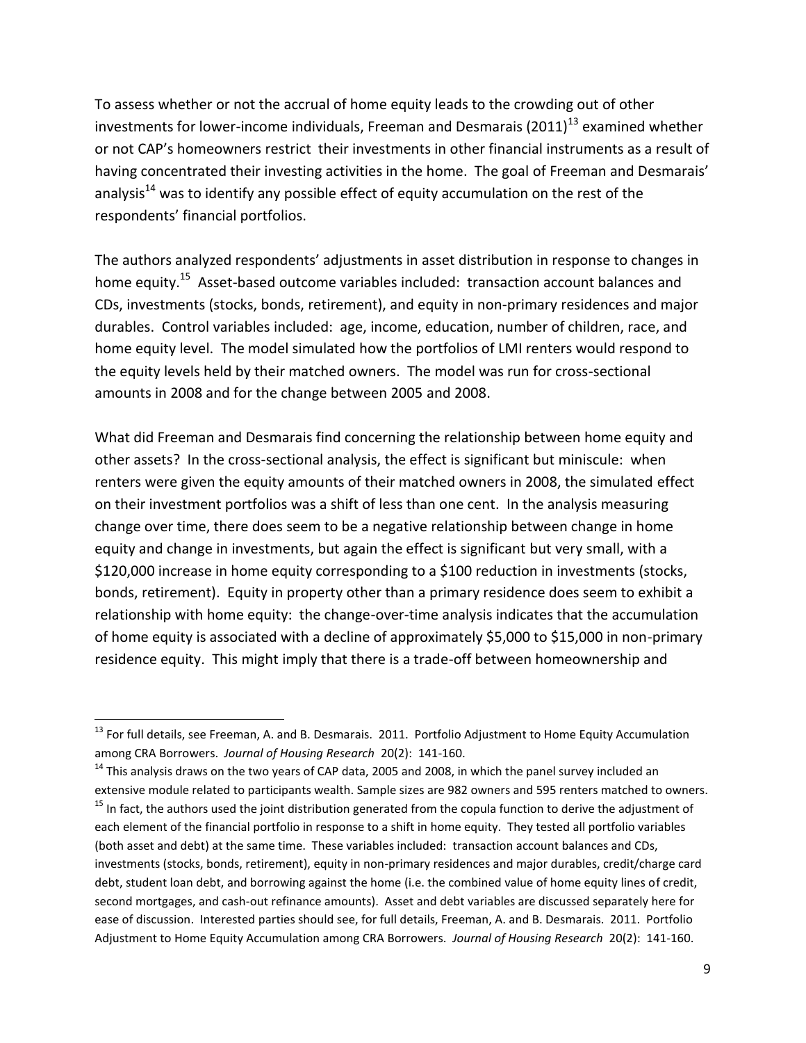To assess whether or not the accrual of home equity leads to the crowding out of other investments for lower-income individuals, Freeman and Desmarais (2011)[13] examined whether or not CAP's homeowners restrict their investments in other financial instruments as a result of having concentrated their investing activities in the home. The goal of Freeman and Desmarais' analysis[14] was to identify any possible effect of equity accumulation on the rest of the respondents' financial portfolios.

The authors analyzed respondents' adjustments in asset distribution in response to changes in home equity.[15] Asset-based outcome variables included: transaction account balances and CDs, investments (stocks, bonds, retirement), and equity in non-primary residences and major durables. Control variables included: age, income, education, number of children, race, and home equity level. The model simulated how the portfolios of LMI renters would respond to the equity levels held by their matched owners. The model was run for cross-sectional amounts in 2008 and for the change between 2005 and 2008.

What did Freeman and Desmarais find concerning the relationship between home equity and other assets? In the cross-sectional analysis, the effect is significant but miniscule: when renters were given the equity amounts of their matched owners in 2008, the simulated effect on their investment portfolios was a shift of less than one cent. In the analysis measuring change over time, there does seem to be a negative relationship between change in home equity and change in investments, but again the effect is significant but very small, with a \$120,000 increase in home equity corresponding to a \$100 reduction in investments (stocks, bonds, retirement). Equity in property other than a primary residence does seem to exhibit a relationship with home equity: the change-over-time analysis indicates that the accumulation of home equity is associated with a decline of approximately \$5,000 to \$15,000 in non-primary residence equity. This might imply that there is a trade-off between homeownership and

---

[13] For full details, see Freeman, A. and B. Desmarais. 2011. Portfolio Adjustment to Home Equity Accumulation among CRA Borrowers. *Journal of Housing Research* 20(2): 141-160.

[14] This analysis draws on the two years of CAP data, 2005 and 2008, in which the panel survey included an extensive module related to participants wealth. Sample sizes are 982 owners and 595 renters matched to owners.

[15] In fact, the authors used the joint distribution generated from the copula function to derive the adjustment of each element of the financial portfolio in response to a shift in home equity. They tested all portfolio variables (both asset and debt) at the same time. These variables included: transaction account balances and CDs, investments (stocks, bonds, retirement), equity in non-primary residences and major durables, credit/charge card debt, student loan debt, and borrowing against the home (i.e. the combined value of home equity lines of credit, second mortgages, and cash-out refinance amounts). Asset and debt variables are discussed separately here for ease of discussion. Interested parties should see, for full details, Freeman, A. and B. Desmarais. 2011. Portfolio Adjustment to Home Equity Accumulation among CRA Borrowers. *Journal of Housing Research* 20(2): 141-160.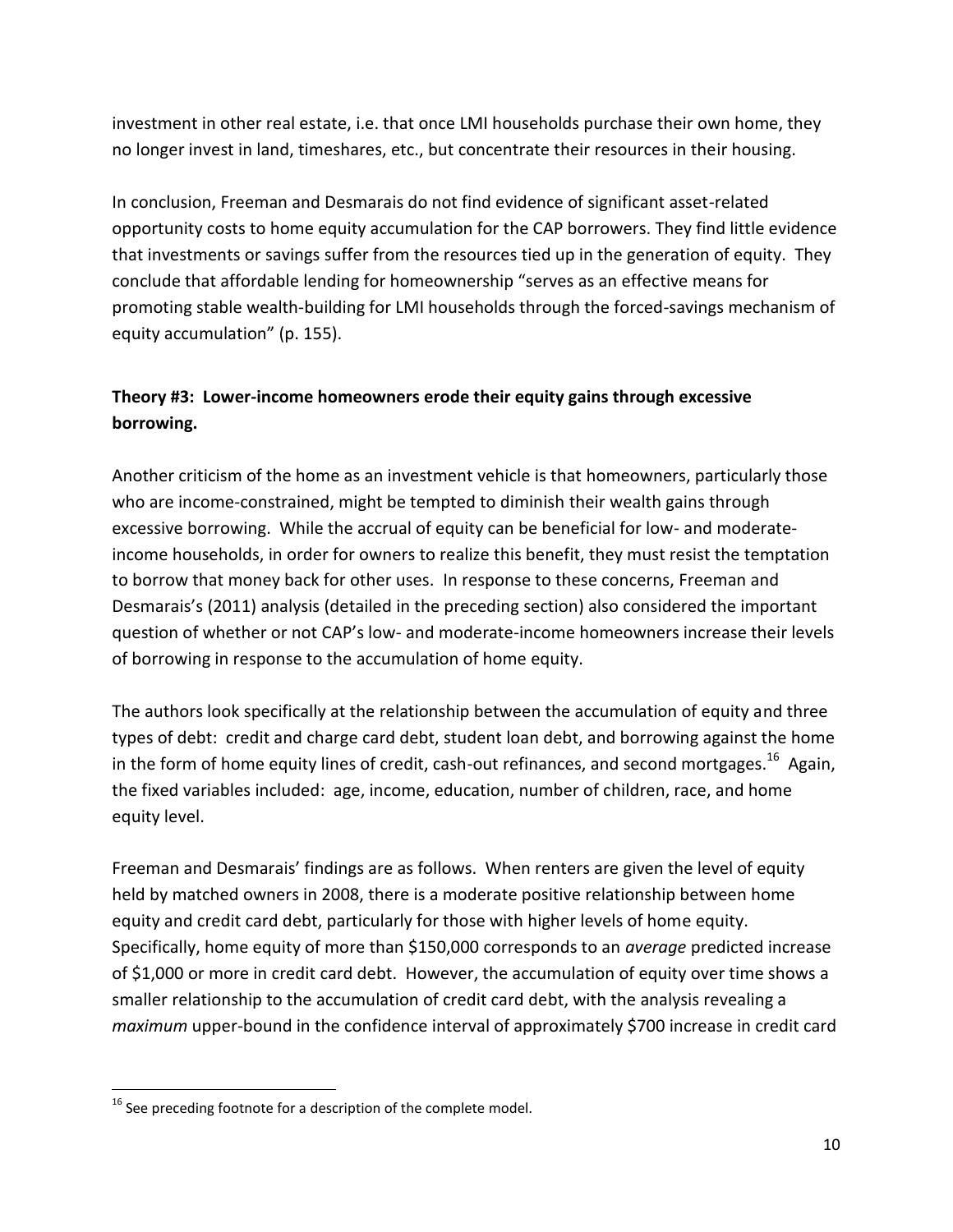investment in other real estate, i.e. that once LMI households purchase their own home, they no longer invest in land, timeshares, etc., but concentrate their resources in their housing.

In conclusion, Freeman and Desmarais do not find evidence of significant asset-related opportunity costs to home equity accumulation for the CAP borrowers. They find little evidence that investments or savings suffer from the resources tied up in the generation of equity. They conclude that affordable lending for homeownership "serves as an effective means for promoting stable wealth-building for LMI households through the forced-savings mechanism of equity accumulation" (p. 155).

**Theory #3: Lower-income homeowners erode their equity gains through excessive borrowing.**

Another criticism of the home as an investment vehicle is that homeowners, particularly those who are income-constrained, might be tempted to diminish their wealth gains through excessive borrowing. While the accrual of equity can be beneficial for low- and moderate-income households, in order for owners to realize this benefit, they must resist the temptation to borrow that money back for other uses. In response to these concerns, Freeman and Desmarais's (2011) analysis (detailed in the preceding section) also considered the important question of whether or not CAP's low- and moderate-income homeowners increase their levels of borrowing in response to the accumulation of home equity.

The authors look specifically at the relationship between the accumulation of equity and three types of debt: credit and charge card debt, student loan debt, and borrowing against the home in the form of home equity lines of credit, cash-out refinances, and second mortgages.[16] Again, the fixed variables included: age, income, education, number of children, race, and home equity level.

Freeman and Desmarais' findings are as follows. When renters are given the level of equity held by matched owners in 2008, there is a moderate positive relationship between home equity and credit card debt, particularly for those with higher levels of home equity. Specifically, home equity of more than $150,000 corresponds to an *average* predicted increase of $1,000 or more in credit card debt. However, the accumulation of equity over time shows a smaller relationship to the accumulation of credit card debt, with the analysis revealing a *maximum* upper-bound in the confidence interval of approximately $700 increase in credit card

[16] See preceding footnote for a description of the complete model.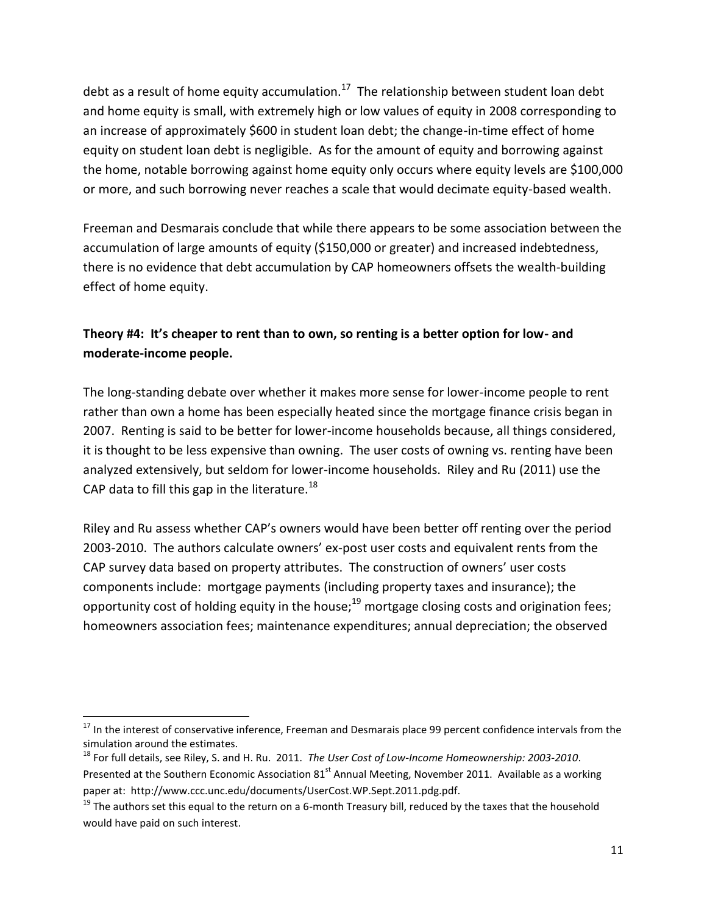debt as a result of home equity accumulation.[17] The relationship between student loan debt and home equity is small, with extremely high or low values of equity in 2008 corresponding to an increase of approximately $600 in student loan debt; the change-in-time effect of home equity on student loan debt is negligible. As for the amount of equity and borrowing against the home, notable borrowing against home equity only occurs where equity levels are $100,000 or more, and such borrowing never reaches a scale that would decimate equity-based wealth.

Freeman and Desmarais conclude that while there appears to be some association between the accumulation of large amounts of equity ($150,000 or greater) and increased indebtedness, there is no evidence that debt accumulation by CAP homeowners offsets the wealth-building effect of home equity.

**Theory #4: It's cheaper to rent than to own, so renting is a better option for low- and moderate-income people.**

The long-standing debate over whether it makes more sense for lower-income people to rent rather than own a home has been especially heated since the mortgage finance crisis began in 2007. Renting is said to be better for lower-income households because, all things considered, it is thought to be less expensive than owning. The user costs of owning vs. renting have been analyzed extensively, but seldom for lower-income households. Riley and Ru (2011) use the CAP data to fill this gap in the literature.[18]

Riley and Ru assess whether CAP's owners would have been better off renting over the period 2003-2010. The authors calculate owners' ex-post user costs and equivalent rents from the CAP survey data based on property attributes. The construction of owners' user costs components include: mortgage payments (including property taxes and insurance); the opportunity cost of holding equity in the house;[19] mortgage closing costs and origination fees; homeowners association fees; maintenance expenditures; annual depreciation; the observed

---

[17] In the interest of conservative inference, Freeman and Desmarais place 99 percent confidence intervals from the simulation around the estimates.

[18] For full details, see Riley, S. and H. Ru. 2011. *The User Cost of Low-Income Homeownership: 2003-2010*. Presented at the Southern Economic Association 81st Annual Meeting, November 2011. Available as a working paper at: http://www.ccc.unc.edu/documents/UserCost.WP.Sept.2011.pdg.pdf.

[19] The authors set this equal to the return on a 6-month Treasury bill, reduced by the taxes that the household would have paid on such interest.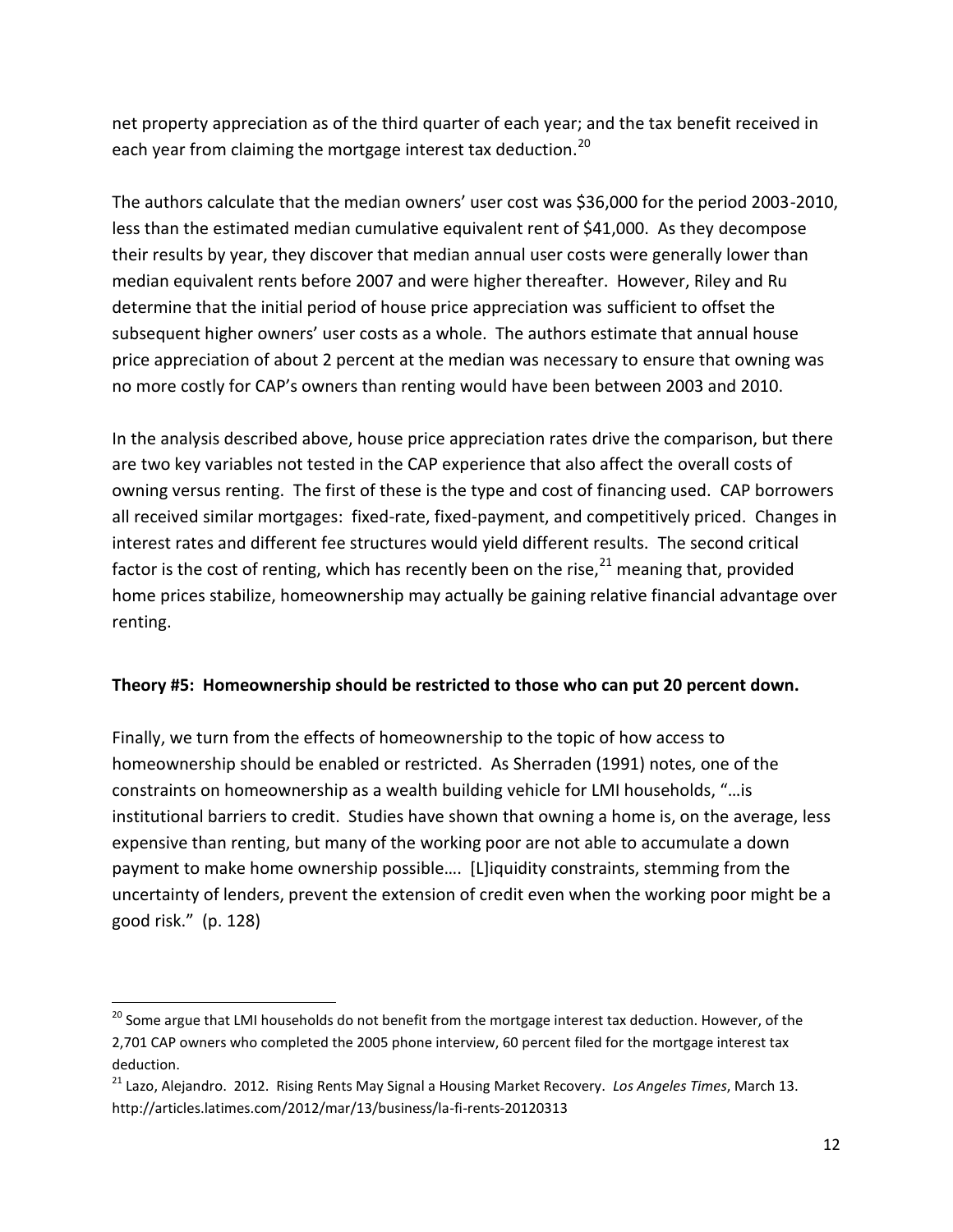net property appreciation as of the third quarter of each year; and the tax benefit received in each year from claiming the mortgage interest tax deduction.[20]

The authors calculate that the median owners' user cost was $36,000 for the period 2003-2010, less than the estimated median cumulative equivalent rent of $41,000. As they decompose their results by year, they discover that median annual user costs were generally lower than median equivalent rents before 2007 and were higher thereafter. However, Riley and Ru determine that the initial period of house price appreciation was sufficient to offset the subsequent higher owners' user costs as a whole. The authors estimate that annual house price appreciation of about 2 percent at the median was necessary to ensure that owning was no more costly for CAP's owners than renting would have been between 2003 and 2010.

In the analysis described above, house price appreciation rates drive the comparison, but there are two key variables not tested in the CAP experience that also affect the overall costs of owning versus renting. The first of these is the type and cost of financing used. CAP borrowers all received similar mortgages: fixed-rate, fixed-payment, and competitively priced. Changes in interest rates and different fee structures would yield different results. The second critical factor is the cost of renting, which has recently been on the rise,[21] meaning that, provided home prices stabilize, homeownership may actually be gaining relative financial advantage over renting.

**Theory #5: Homeownership should be restricted to those who can put 20 percent down.**

Finally, we turn from the effects of homeownership to the topic of how access to homeownership should be enabled or restricted. As Sherraden (1991) notes, one of the constraints on homeownership as a wealth building vehicle for LMI households, "…is institutional barriers to credit. Studies have shown that owning a home is, on the average, less expensive than renting, but many of the working poor are not able to accumulate a down payment to make home ownership possible…. [L]iquidity constraints, stemming from the uncertainty of lenders, prevent the extension of credit even when the working poor might be a good risk." (p. 128)

---

[20] Some argue that LMI households do not benefit from the mortgage interest tax deduction. However, of the 2,701 CAP owners who completed the 2005 phone interview, 60 percent filed for the mortgage interest tax deduction.

[21] Lazo, Alejandro. 2012. Rising Rents May Signal a Housing Market Recovery. *Los Angeles Times*, March 13. http://articles.latimes.com/2012/mar/13/business/la-fi-rents-20120313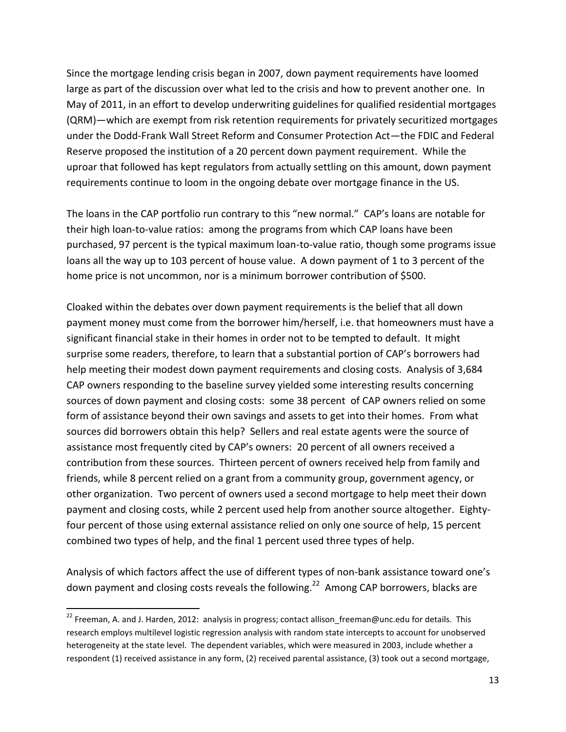Since the mortgage lending crisis began in 2007, down payment requirements have loomed large as part of the discussion over what led to the crisis and how to prevent another one. In May of 2011, in an effort to develop underwriting guidelines for qualified residential mortgages (QRM)—which are exempt from risk retention requirements for privately securitized mortgages under the Dodd-Frank Wall Street Reform and Consumer Protection Act—the FDIC and Federal Reserve proposed the institution of a 20 percent down payment requirement. While the uproar that followed has kept regulators from actually settling on this amount, down payment requirements continue to loom in the ongoing debate over mortgage finance in the US.

The loans in the CAP portfolio run contrary to this "new normal." CAP's loans are notable for their high loan-to-value ratios: among the programs from which CAP loans have been purchased, 97 percent is the typical maximum loan-to-value ratio, though some programs issue loans all the way up to 103 percent of house value. A down payment of 1 to 3 percent of the home price is not uncommon, nor is a minimum borrower contribution of $500.

Cloaked within the debates over down payment requirements is the belief that all down payment money must come from the borrower him/herself, i.e. that homeowners must have a significant financial stake in their homes in order not to be tempted to default. It might surprise some readers, therefore, to learn that a substantial portion of CAP's borrowers had help meeting their modest down payment requirements and closing costs. Analysis of 3,684 CAP owners responding to the baseline survey yielded some interesting results concerning sources of down payment and closing costs: some 38 percent of CAP owners relied on some form of assistance beyond their own savings and assets to get into their homes. From what sources did borrowers obtain this help? Sellers and real estate agents were the source of assistance most frequently cited by CAP's owners: 20 percent of all owners received a contribution from these sources. Thirteen percent of owners received help from family and friends, while 8 percent relied on a grant from a community group, government agency, or other organization. Two percent of owners used a second mortgage to help meet their down payment and closing costs, while 2 percent used help from another source altogether. Eighty-four percent of those using external assistance relied on only one source of help, 15 percent combined two types of help, and the final 1 percent used three types of help.

Analysis of which factors affect the use of different types of non-bank assistance toward one's down payment and closing costs reveals the following.[22] Among CAP borrowers, blacks are

[22] Freeman, A. and J. Harden, 2012: analysis in progress; contact allison_freeman@unc.edu for details. This research employs multilevel logistic regression analysis with random state intercepts to account for unobserved heterogeneity at the state level. The dependent variables, which were measured in 2003, include whether a respondent (1) received assistance in any form, (2) received parental assistance, (3) took out a second mortgage,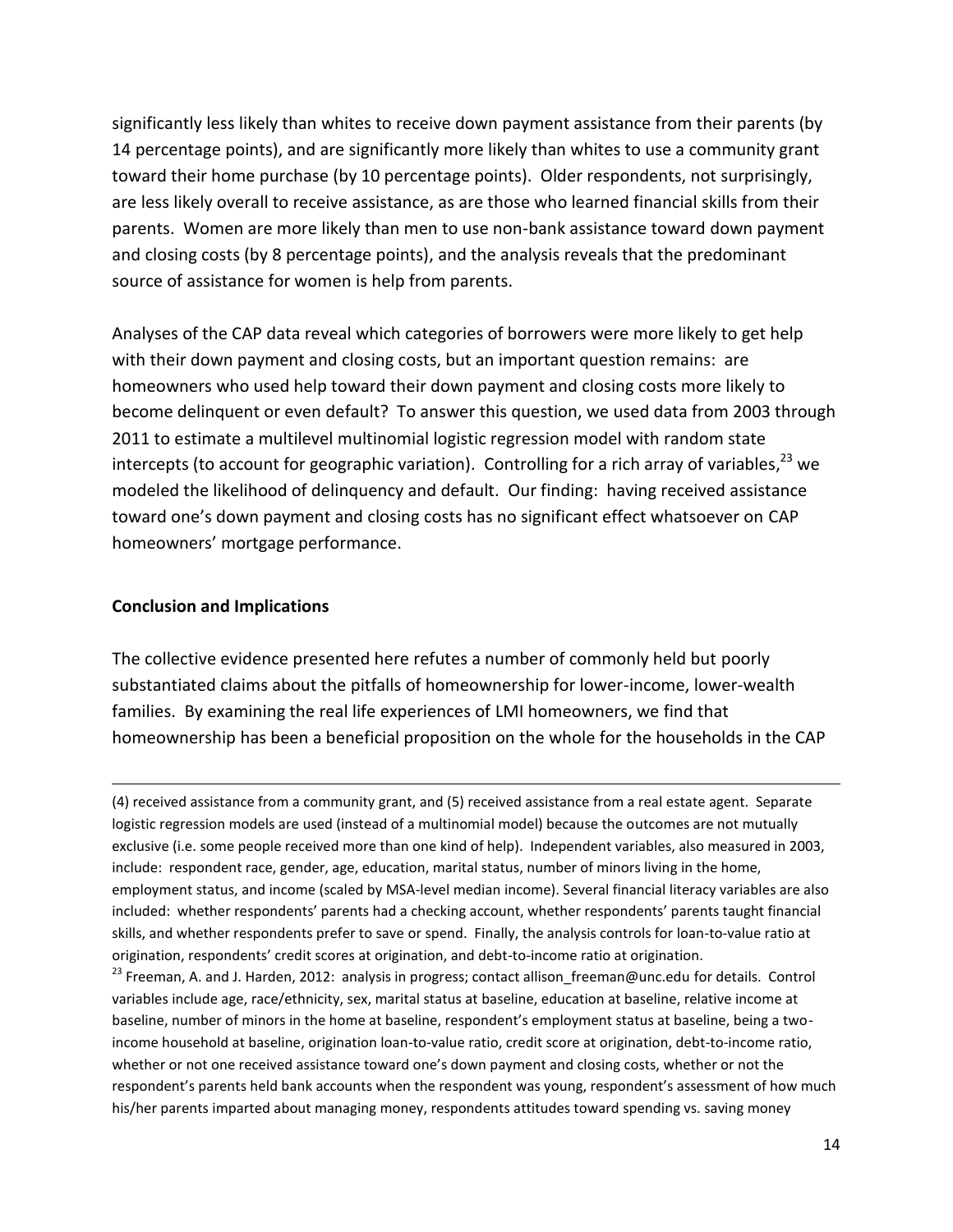significantly less likely than whites to receive down payment assistance from their parents (by 14 percentage points), and are significantly more likely than whites to use a community grant toward their home purchase (by 10 percentage points). Older respondents, not surprisingly, are less likely overall to receive assistance, as are those who learned financial skills from their parents. Women are more likely than men to use non-bank assistance toward down payment and closing costs (by 8 percentage points), and the analysis reveals that the predominant source of assistance for women is help from parents.

Analyses of the CAP data reveal which categories of borrowers were more likely to get help with their down payment and closing costs, but an important question remains: are homeowners who used help toward their down payment and closing costs more likely to become delinquent or even default? To answer this question, we used data from 2003 through 2011 to estimate a multilevel multinomial logistic regression model with random state intercepts (to account for geographic variation). Controlling for a rich array of variables,[23] we modeled the likelihood of delinquency and default. Our finding: having received assistance toward one's down payment and closing costs has no significant effect whatsoever on CAP homeowners' mortgage performance.

## Conclusion and Implications

The collective evidence presented here refutes a number of commonly held but poorly substantiated claims about the pitfalls of homeownership for lower-income, lower-wealth families. By examining the real life experiences of LMI homeowners, we find that homeownership has been a beneficial proposition on the whole for the households in the CAP

---

(4) received assistance from a community grant, and (5) received assistance from a real estate agent. Separate logistic regression models are used (instead of a multinomial model) because the outcomes are not mutually exclusive (i.e. some people received more than one kind of help). Independent variables, also measured in 2003, include: respondent race, gender, age, education, marital status, number of minors living in the home, employment status, and income (scaled by MSA-level median income). Several financial literacy variables are also included: whether respondents' parents had a checking account, whether respondents' parents taught financial skills, and whether respondents prefer to save or spend. Finally, the analysis controls for loan-to-value ratio at origination, respondents' credit scores at origination, and debt-to-income ratio at origination.

[23] Freeman, A. and J. Harden, 2012: analysis in progress; contact allison_freeman@unc.edu for details. Control variables include age, race/ethnicity, sex, marital status at baseline, education at baseline, relative income at baseline, number of minors in the home at baseline, respondent's employment status at baseline, being a two-income household at baseline, origination loan-to-value ratio, credit score at origination, debt-to-income ratio, whether or not one received assistance toward one's down payment and closing costs, whether or not the respondent's parents held bank accounts when the respondent was young, respondent's assessment of how much his/her parents imparted about managing money, respondents attitudes toward spending vs. saving money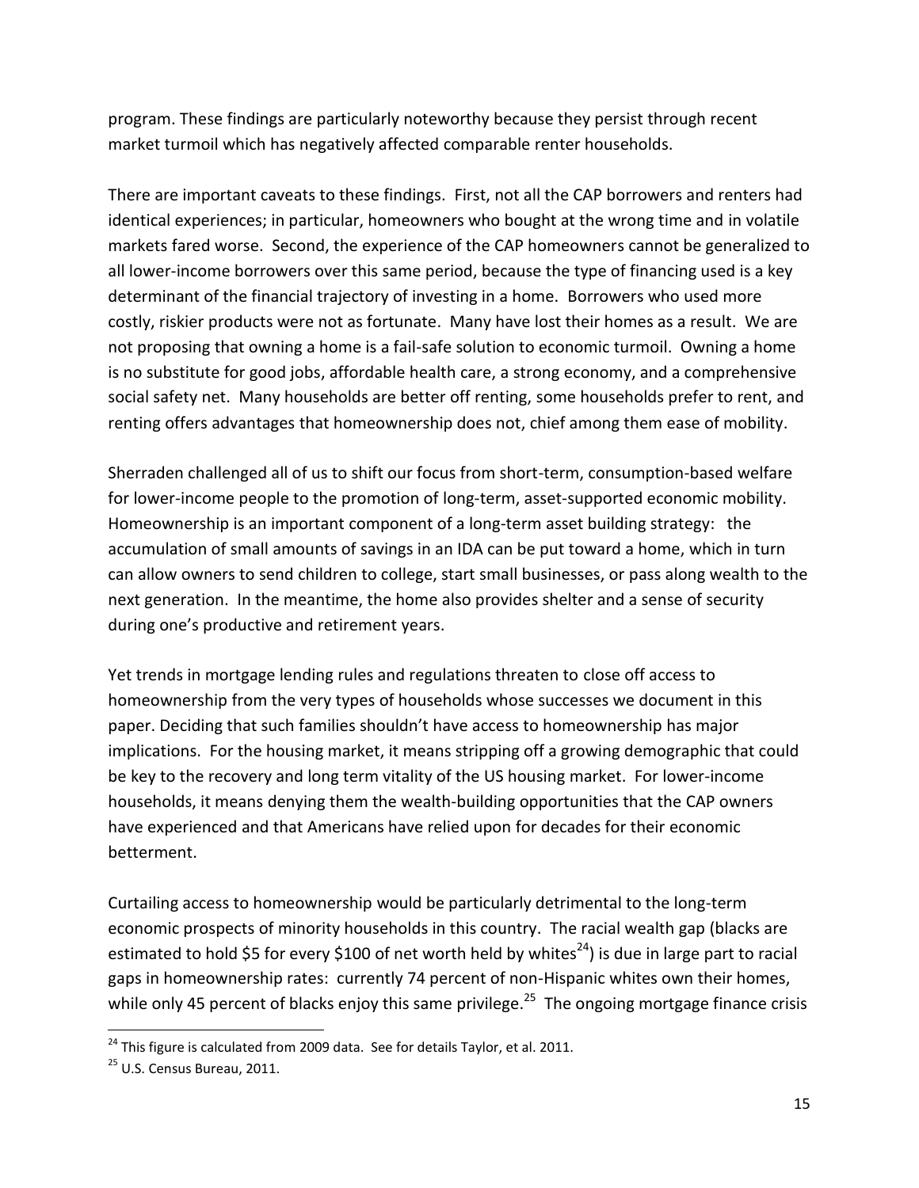program. These findings are particularly noteworthy because they persist through recent market turmoil which has negatively affected comparable renter households.

There are important caveats to these findings. First, not all the CAP borrowers and renters had identical experiences; in particular, homeowners who bought at the wrong time and in volatile markets fared worse. Second, the experience of the CAP homeowners cannot be generalized to all lower-income borrowers over this same period, because the type of financing used is a key determinant of the financial trajectory of investing in a home. Borrowers who used more costly, riskier products were not as fortunate. Many have lost their homes as a result. We are not proposing that owning a home is a fail-safe solution to economic turmoil. Owning a home is no substitute for good jobs, affordable health care, a strong economy, and a comprehensive social safety net. Many households are better off renting, some households prefer to rent, and renting offers advantages that homeownership does not, chief among them ease of mobility.

Sherraden challenged all of us to shift our focus from short-term, consumption-based welfare for lower-income people to the promotion of long-term, asset-supported economic mobility. Homeownership is an important component of a long-term asset building strategy: the accumulation of small amounts of savings in an IDA can be put toward a home, which in turn can allow owners to send children to college, start small businesses, or pass along wealth to the next generation. In the meantime, the home also provides shelter and a sense of security during one's productive and retirement years.

Yet trends in mortgage lending rules and regulations threaten to close off access to homeownership from the very types of households whose successes we document in this paper. Deciding that such families shouldn't have access to homeownership has major implications. For the housing market, it means stripping off a growing demographic that could be key to the recovery and long term vitality of the US housing market. For lower-income households, it means denying them the wealth-building opportunities that the CAP owners have experienced and that Americans have relied upon for decades for their economic betterment.

Curtailing access to homeownership would be particularly detrimental to the long-term economic prospects of minority households in this country. The racial wealth gap (blacks are estimated to hold $5 for every $100 of net worth held by whites[24]) is due in large part to racial gaps in homeownership rates: currently 74 percent of non-Hispanic whites own their homes, while only 45 percent of blacks enjoy this same privilege.[25] The ongoing mortgage finance crisis

[24] This figure is calculated from 2009 data. See for details Taylor, et al. 2011.

[25] U.S. Census Bureau, 2011.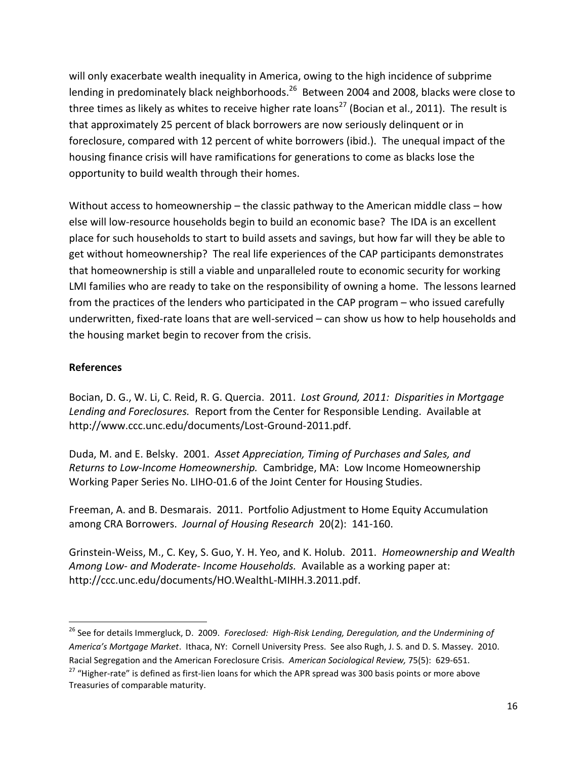will only exacerbate wealth inequality in America, owing to the high incidence of subprime lending in predominately black neighborhoods.[26] Between 2004 and 2008, blacks were close to three times as likely as whites to receive higher rate loans[27] (Bocian et al., 2011). The result is that approximately 25 percent of black borrowers are now seriously delinquent or in foreclosure, compared with 12 percent of white borrowers (ibid.). The unequal impact of the housing finance crisis will have ramifications for generations to come as blacks lose the opportunity to build wealth through their homes.

Without access to homeownership – the classic pathway to the American middle class – how else will low-resource households begin to build an economic base? The IDA is an excellent place for such households to start to build assets and savings, but how far will they be able to get without homeownership? The real life experiences of the CAP participants demonstrates that homeownership is still a viable and unparalleled route to economic security for working LMI families who are ready to take on the responsibility of owning a home. The lessons learned from the practices of the lenders who participated in the CAP program – who issued carefully underwritten, fixed-rate loans that are well-serviced – can show us how to help households and the housing market begin to recover from the crisis.

**References**

Bocian, D. G., W. Li, C. Reid, R. G. Quercia. 2011. *Lost Ground, 2011: Disparities in Mortgage Lending and Foreclosures.* Report from the Center for Responsible Lending. Available at http://www.ccc.unc.edu/documents/Lost-Ground-2011.pdf.

Duda, M. and E. Belsky. 2001. *Asset Appreciation, Timing of Purchases and Sales, and Returns to Low-Income Homeownership.* Cambridge, MA: Low Income Homeownership Working Paper Series No. LIHO-01.6 of the Joint Center for Housing Studies.

Freeman, A. and B. Desmarais. 2011. Portfolio Adjustment to Home Equity Accumulation among CRA Borrowers. *Journal of Housing Research* 20(2): 141-160.

Grinstein-Weiss, M., C. Key, S. Guo, Y. H. Yeo, and K. Holub. 2011. *Homeownership and Wealth Among Low- and Moderate- Income Households.* Available as a working paper at: http://ccc.unc.edu/documents/HO.WealthL-MIHH.3.2011.pdf.

---

[26] See for details Immergluck, D. 2009. *Foreclosed: High-Risk Lending, Deregulation, and the Undermining of America's Mortgage Market*. Ithaca, NY: Cornell University Press. See also Rugh, J. S. and D. S. Massey. 2010. Racial Segregation and the American Foreclosure Crisis. *American Sociological Review,* 75(5): 629-651.

[27] "Higher-rate" is defined as first-lien loans for which the APR spread was 300 basis points or more above Treasuries of comparable maturity.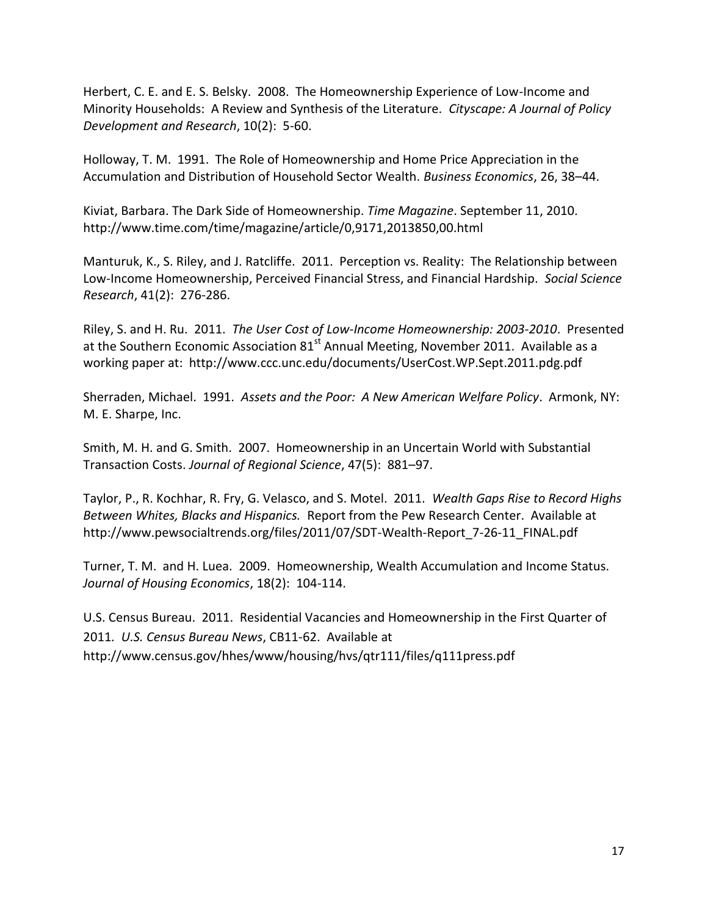Herbert, C. E. and E. S. Belsky. 2008. The Homeownership Experience of Low-Income and Minority Households: A Review and Synthesis of the Literature. *Cityscape: A Journal of Policy Development and Research*, 10(2): 5-60.

Holloway, T. M. 1991. The Role of Homeownership and Home Price Appreciation in the Accumulation and Distribution of Household Sector Wealth. *Business Economics*, 26, 38–44.

Kiviat, Barbara. The Dark Side of Homeownership. *Time Magazine*. September 11, 2010. http://www.time.com/time/magazine/article/0,9171,2013850,00.html

Manturuk, K., S. Riley, and J. Ratcliffe. 2011. Perception vs. Reality: The Relationship between Low-Income Homeownership, Perceived Financial Stress, and Financial Hardship. *Social Science Research*, 41(2): 276-286.

Riley, S. and H. Ru. 2011. *The User Cost of Low-Income Homeownership: 2003-2010*. Presented at the Southern Economic Association 81st Annual Meeting, November 2011. Available as a working paper at: http://www.ccc.unc.edu/documents/UserCost.WP.Sept.2011.pdg.pdf

Sherraden, Michael. 1991. *Assets and the Poor: A New American Welfare Policy*. Armonk, NY: M. E. Sharpe, Inc.

Smith, M. H. and G. Smith. 2007. Homeownership in an Uncertain World with Substantial Transaction Costs. *Journal of Regional Science*, 47(5): 881–97.

Taylor, P., R. Kochhar, R. Fry, G. Velasco, and S. Motel. 2011. *Wealth Gaps Rise to Record Highs Between Whites, Blacks and Hispanics.* Report from the Pew Research Center. Available at http://www.pewsocialtrends.org/files/2011/07/SDT-Wealth-Report_7-26-11_FINAL.pdf

Turner, T. M. and H. Luea. 2009. Homeownership, Wealth Accumulation and Income Status. *Journal of Housing Economics*, 18(2): 104-114.

U.S. Census Bureau. 2011. Residential Vacancies and Homeownership in the First Quarter of 2011*. U.S. Census Bureau News*, CB11-62. Available at http://www.census.gov/hhes/www/housing/hvs/qtr111/files/q111press.pdf